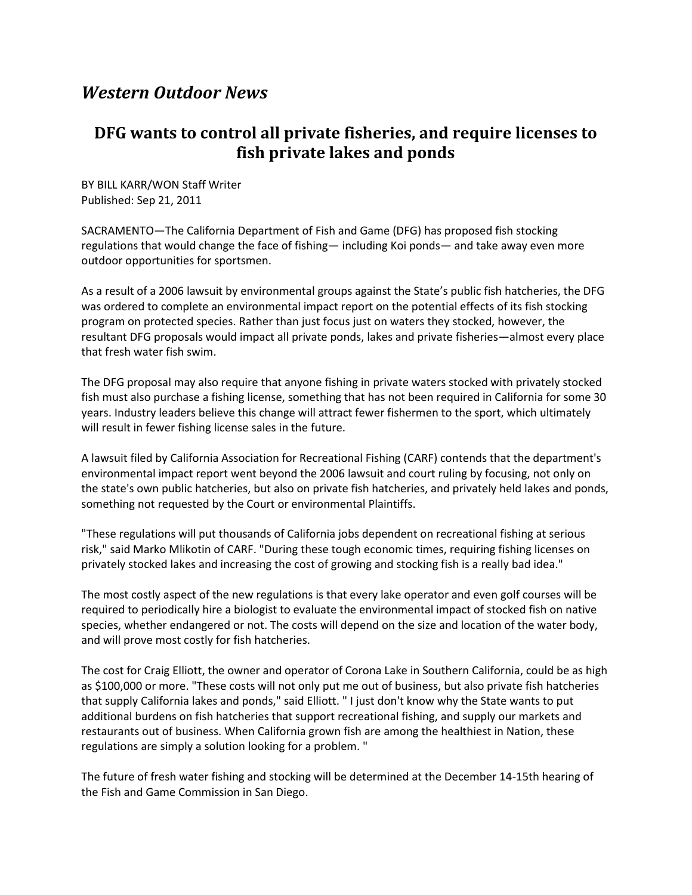# *Western Outdoor News*

## DFG wants to control all private fisheries, and require licenses to fish private lakes and ponds

BY BILL KARR/WON Staff Writer
Published: Sep 21, 2011

SACRAMENTO—The California Department of Fish and Game (DFG) has proposed fish stocking regulations that would change the face of fishing— including Koi ponds— and take away even more outdoor opportunities for sportsmen.

As a result of a 2006 lawsuit by environmental groups against the State's public fish hatcheries, the DFG was ordered to complete an environmental impact report on the potential effects of its fish stocking program on protected species. Rather than just focus just on waters they stocked, however, the resultant DFG proposals would impact all private ponds, lakes and private fisheries—almost every place that fresh water fish swim.

The DFG proposal may also require that anyone fishing in private waters stocked with privately stocked fish must also purchase a fishing license, something that has not been required in California for some 30 years. Industry leaders believe this change will attract fewer fishermen to the sport, which ultimately will result in fewer fishing license sales in the future.

A lawsuit filed by California Association for Recreational Fishing (CARF) contends that the department's environmental impact report went beyond the 2006 lawsuit and court ruling by focusing, not only on the state's own public hatcheries, but also on private fish hatcheries, and privately held lakes and ponds, something not requested by the Court or environmental Plaintiffs.

"These regulations will put thousands of California jobs dependent on recreational fishing at serious risk," said Marko Mlikotin of CARF. "During these tough economic times, requiring fishing licenses on privately stocked lakes and increasing the cost of growing and stocking fish is a really bad idea."

The most costly aspect of the new regulations is that every lake operator and even golf courses will be required to periodically hire a biologist to evaluate the environmental impact of stocked fish on native species, whether endangered or not. The costs will depend on the size and location of the water body, and will prove most costly for fish hatcheries.

The cost for Craig Elliott, the owner and operator of Corona Lake in Southern California, could be as high as $100,000 or more. "These costs will not only put me out of business, but also private fish hatcheries that supply California lakes and ponds," said Elliott. " I just don't know why the State wants to put additional burdens on fish hatcheries that support recreational fishing, and supply our markets and restaurants out of business. When California grown fish are among the healthiest in Nation, these regulations are simply a solution looking for a problem. "

The future of fresh water fishing and stocking will be determined at the December 14-15th hearing of the Fish and Game Commission in San Diego.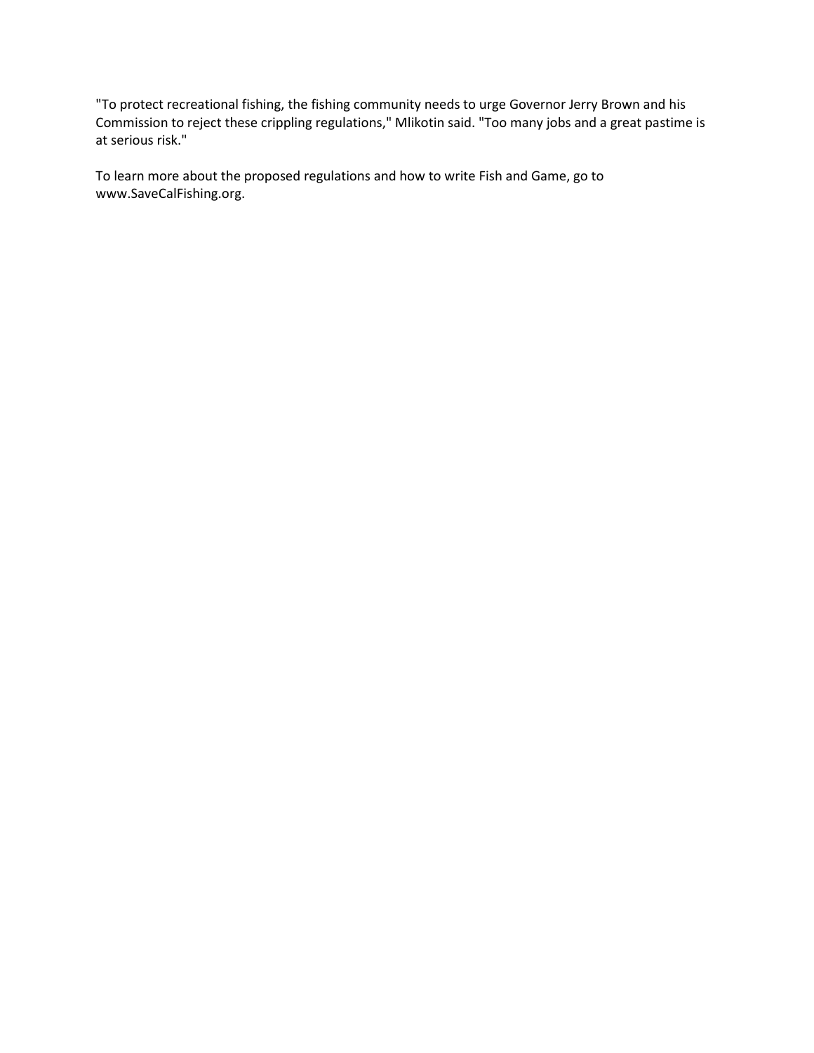"To protect recreational fishing, the fishing community needs to urge Governor Jerry Brown and his Commission to reject these crippling regulations," Mlikotin said. "Too many jobs and a great pastime is at serious risk."

To learn more about the proposed regulations and how to write Fish and Game, go to www.SaveCalFishing.org.